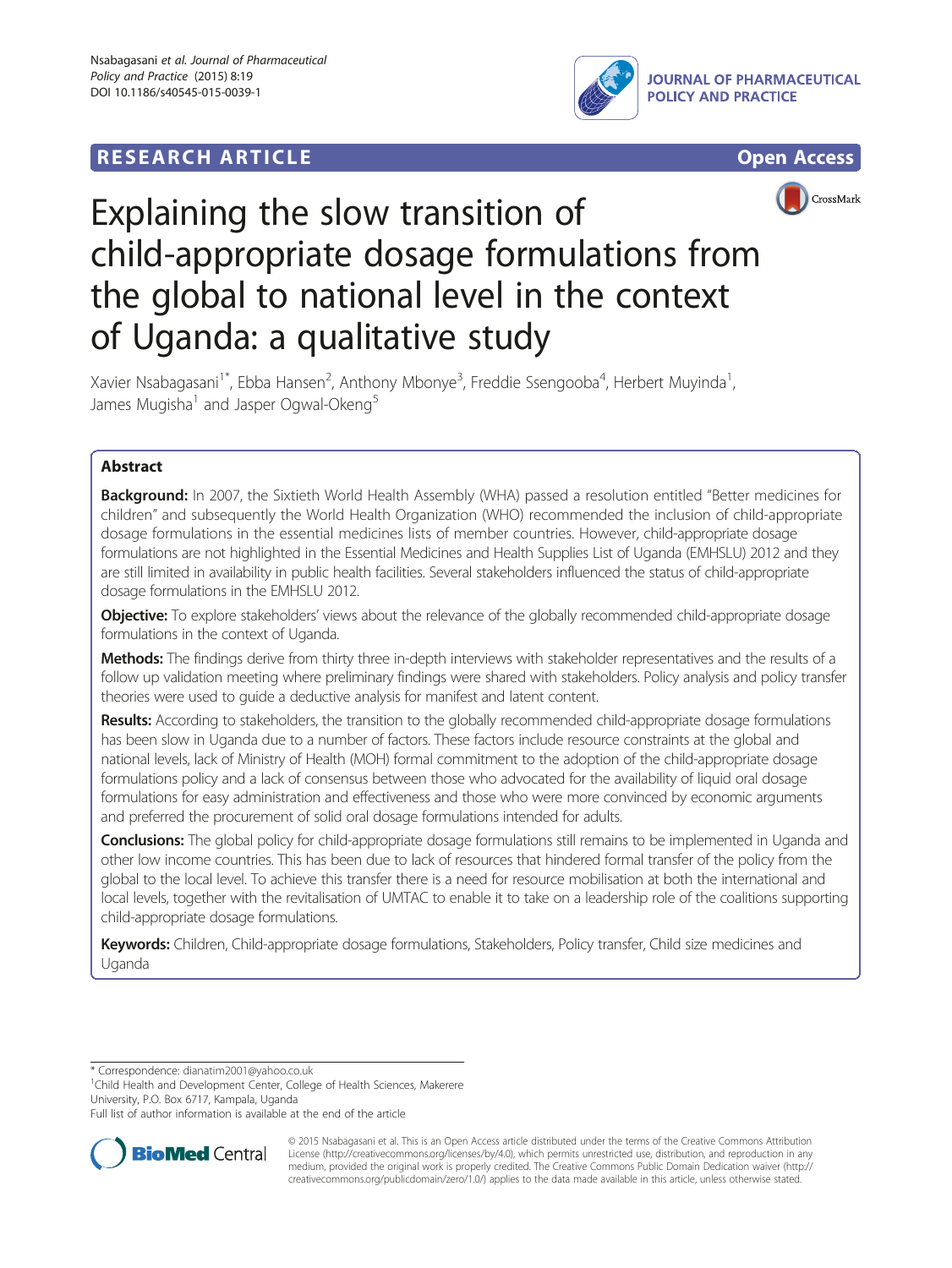RESEARCH ARTICLE

Open Access

# Explaining the slow transition of child-appropriate dosage formulations from the global to national level in the context of Uganda: a qualitative study

Xavier Nsabagasani[1*], Ebba Hansen[2], Anthony Mbonye[3], Freddie Ssengooba[4], Herbert Muyinda[1], James Mugisha[1] and Jasper Ogwal-Okeng[5]

## Abstract

**Background:** In 2007, the Sixtieth World Health Assembly (WHA) passed a resolution entitled "Better medicines for children" and subsequently the World Health Organization (WHO) recommended the inclusion of child-appropriate dosage formulations in the essential medicines lists of member countries. However, child-appropriate dosage formulations are not highlighted in the Essential Medicines and Health Supplies List of Uganda (EMHSLU) 2012 and they are still limited in availability in public health facilities. Several stakeholders influenced the status of child-appropriate dosage formulations in the EMHSLU 2012.

**Objective:** To explore stakeholders' views about the relevance of the globally recommended child-appropriate dosage formulations in the context of Uganda.

**Methods:** The findings derive from thirty three in-depth interviews with stakeholder representatives and the results of a follow up validation meeting where preliminary findings were shared with stakeholders. Policy analysis and policy transfer theories were used to guide a deductive analysis for manifest and latent content.

**Results:** According to stakeholders, the transition to the globally recommended child-appropriate dosage formulations has been slow in Uganda due to a number of factors. These factors include resource constraints at the global and national levels, lack of Ministry of Health (MOH) formal commitment to the adoption of the child-appropriate dosage formulations policy and a lack of consensus between those who advocated for the availability of liquid oral dosage formulations for easy administration and effectiveness and those who were more convinced by economic arguments and preferred the procurement of solid oral dosage formulations intended for adults.

**Conclusions:** The global policy for child-appropriate dosage formulations still remains to be implemented in Uganda and other low income countries. This has been due to lack of resources that hindered formal transfer of the policy from the global to the local level. To achieve this transfer there is a need for resource mobilisation at both the international and local levels, together with the revitalisation of UMTAC to enable it to take on a leadership role of the coalitions supporting child-appropriate dosage formulations.

**Keywords:** Children, Child-appropriate dosage formulations, Stakeholders, Policy transfer, Child size medicines and Uganda

\* Correspondence: dianatim2001@yahoo.co.uk

[1]Child Health and Development Center, College of Health Sciences, Makerere University, P.O. Box 6717, Kampala, Uganda

Full list of author information is available at the end of the article

© 2015 Nsabagasani et al. This is an Open Access article distributed under the terms of the Creative Commons Attribution License (http://creativecommons.org/licenses/by/4.0), which permits unrestricted use, distribution, and reproduction in any medium, provided the original work is properly credited. The Creative Commons Public Domain Dedication waiver (http://creativecommons.org/publicdomain/zero/1.0/) applies to the data made available in this article, unless otherwise stated.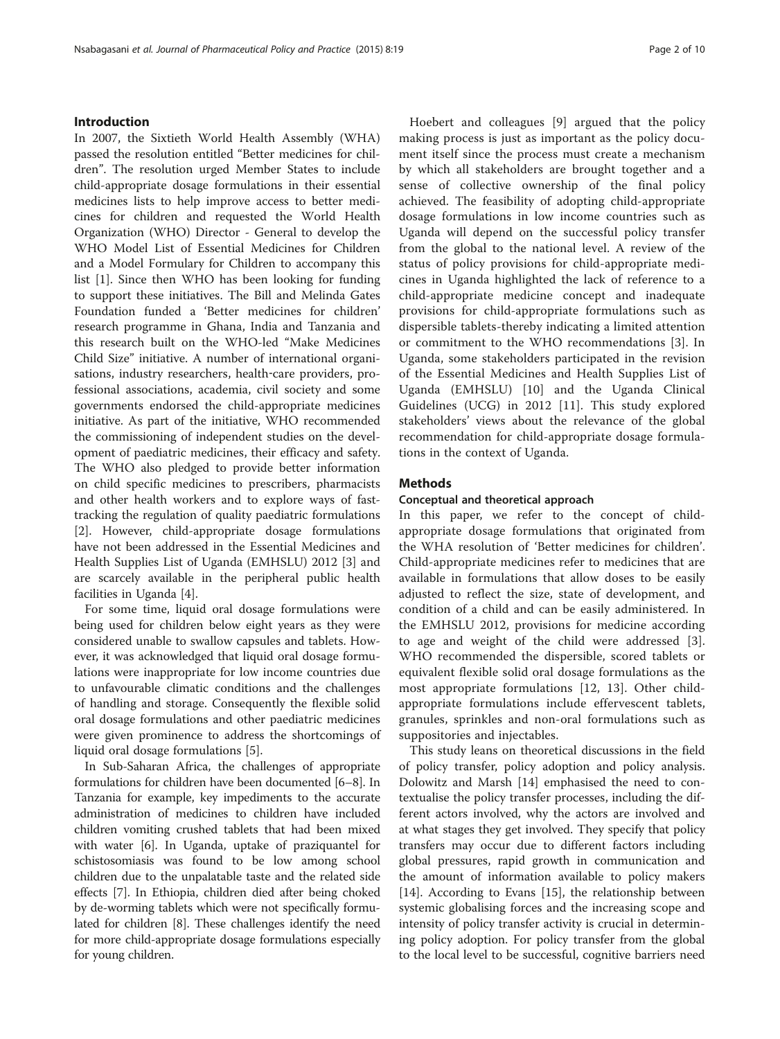## Introduction

In 2007, the Sixtieth World Health Assembly (WHA) passed the resolution entitled "Better medicines for children". The resolution urged Member States to include child-appropriate dosage formulations in their essential medicines lists to help improve access to better medicines for children and requested the World Health Organization (WHO) Director - General to develop the WHO Model List of Essential Medicines for Children and a Model Formulary for Children to accompany this list [1]. Since then WHO has been looking for funding to support these initiatives. The Bill and Melinda Gates Foundation funded a 'Better medicines for children' research programme in Ghana, India and Tanzania and this research built on the WHO-led "Make Medicines Child Size" initiative. A number of international organisations, industry researchers, health-care providers, professional associations, academia, civil society and some governments endorsed the child-appropriate medicines initiative. As part of the initiative, WHO recommended the commissioning of independent studies on the development of paediatric medicines, their efficacy and safety. The WHO also pledged to provide better information on child specific medicines to prescribers, pharmacists and other health workers and to explore ways of fast-tracking the regulation of quality paediatric formulations [2]. However, child-appropriate dosage formulations have not been addressed in the Essential Medicines and Health Supplies List of Uganda (EMHSLU) 2012 [3] and are scarcely available in the peripheral public health facilities in Uganda [4].

For some time, liquid oral dosage formulations were being used for children below eight years as they were considered unable to swallow capsules and tablets. However, it was acknowledged that liquid oral dosage formulations were inappropriate for low income countries due to unfavourable climatic conditions and the challenges of handling and storage. Consequently the flexible solid oral dosage formulations and other paediatric medicines were given prominence to address the shortcomings of liquid oral dosage formulations [5].

In Sub-Saharan Africa, the challenges of appropriate formulations for children have been documented [6–8]. In Tanzania for example, key impediments to the accurate administration of medicines to children have included children vomiting crushed tablets that had been mixed with water [6]. In Uganda, uptake of praziquantel for schistosomiasis was found to be low among school children due to the unpalatable taste and the related side effects [7]. In Ethiopia, children died after being choked by de-worming tablets which were not specifically formulated for children [8]. These challenges identify the need for more child-appropriate dosage formulations especially for young children.

Hoebert and colleagues [9] argued that the policy making process is just as important as the policy document itself since the process must create a mechanism by which all stakeholders are brought together and a sense of collective ownership of the final policy achieved. The feasibility of adopting child-appropriate dosage formulations in low income countries such as Uganda will depend on the successful policy transfer from the global to the national level. A review of the status of policy provisions for child-appropriate medicines in Uganda highlighted the lack of reference to a child-appropriate medicine concept and inadequate provisions for child-appropriate formulations such as dispersible tablets-thereby indicating a limited attention or commitment to the WHO recommendations [3]. In Uganda, some stakeholders participated in the revision of the Essential Medicines and Health Supplies List of Uganda (EMHSLU) [10] and the Uganda Clinical Guidelines (UCG) in 2012 [11]. This study explored stakeholders' views about the relevance of the global recommendation for child-appropriate dosage formulations in the context of Uganda.

## Methods

### Conceptual and theoretical approach

In this paper, we refer to the concept of child-appropriate dosage formulations that originated from the WHA resolution of 'Better medicines for children'. Child-appropriate medicines refer to medicines that are available in formulations that allow doses to be easily adjusted to reflect the size, state of development, and condition of a child and can be easily administered. In the EMHSLU 2012, provisions for medicine according to age and weight of the child were addressed [3]. WHO recommended the dispersible, scored tablets or equivalent flexible solid oral dosage formulations as the most appropriate formulations [12, 13]. Other child-appropriate formulations include effervescent tablets, granules, sprinkles and non-oral formulations such as suppositories and injectables.

This study leans on theoretical discussions in the field of policy transfer, policy adoption and policy analysis. Dolowitz and Marsh [14] emphasised the need to contextualise the policy transfer processes, including the different actors involved, why the actors are involved and at what stages they get involved. They specify that policy transfers may occur due to different factors including global pressures, rapid growth in communication and the amount of information available to policy makers [14]. According to Evans [15], the relationship between systemic globalising forces and the increasing scope and intensity of policy transfer activity is crucial in determining policy adoption. For policy transfer from the global to the local level to be successful, cognitive barriers need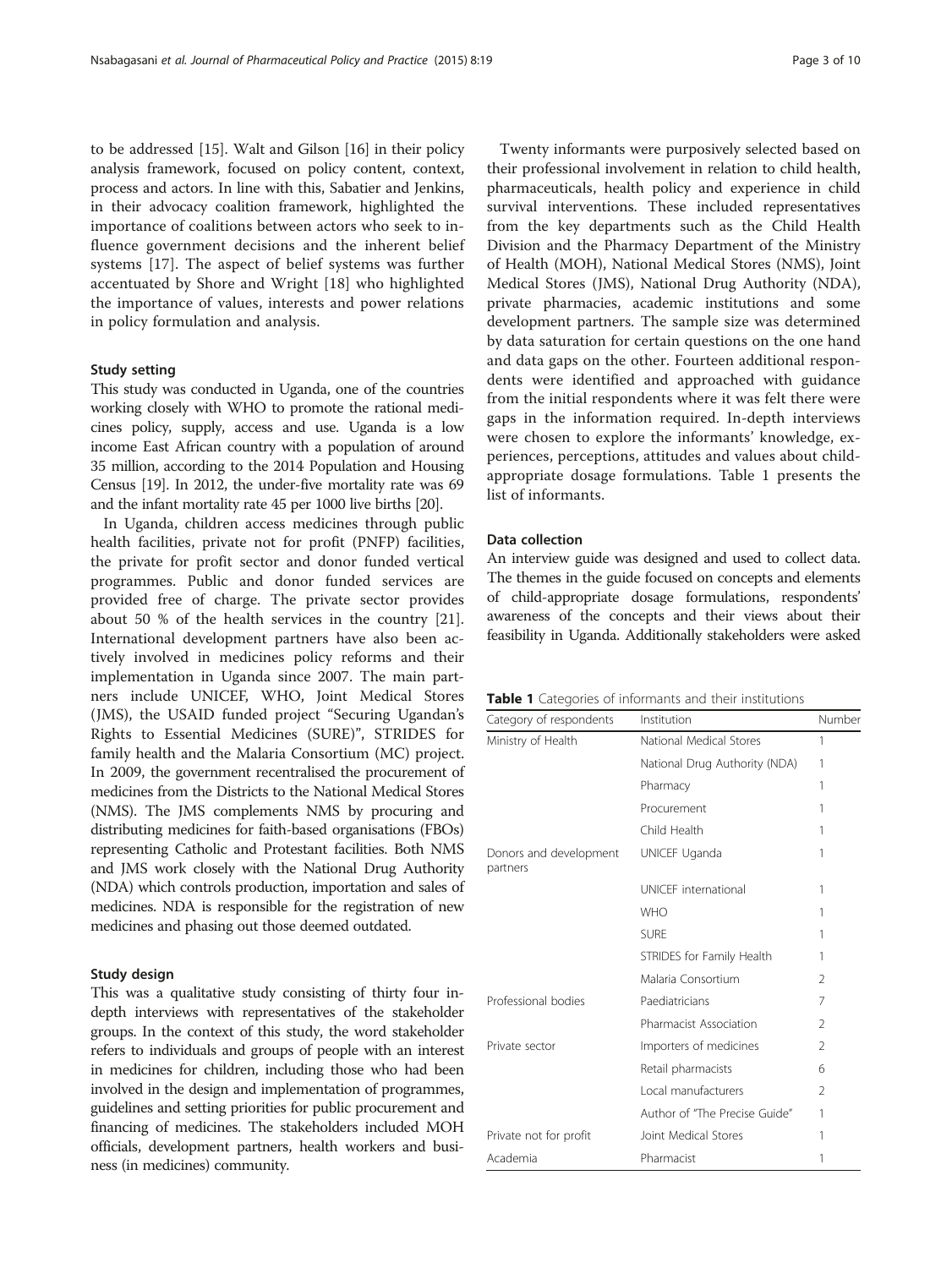to be addressed [15]. Walt and Gilson [16] in their policy analysis framework, focused on policy content, context, process and actors. In line with this, Sabatier and Jenkins, in their advocacy coalition framework, highlighted the importance of coalitions between actors who seek to influence government decisions and the inherent belief systems [17]. The aspect of belief systems was further accentuated by Shore and Wright [18] who highlighted the importance of values, interests and power relations in policy formulation and analysis.

### Study setting

This study was conducted in Uganda, one of the countries working closely with WHO to promote the rational medicines policy, supply, access and use. Uganda is a low income East African country with a population of around 35 million, according to the 2014 Population and Housing Census [19]. In 2012, the under-five mortality rate was 69 and the infant mortality rate 45 per 1000 live births [20].

In Uganda, children access medicines through public health facilities, private not for profit (PNFP) facilities, the private for profit sector and donor funded vertical programmes. Public and donor funded services are provided free of charge. The private sector provides about 50 % of the health services in the country [21]. International development partners have also been actively involved in medicines policy reforms and their implementation in Uganda since 2007. The main partners include UNICEF, WHO, Joint Medical Stores (JMS), the USAID funded project "Securing Ugandan's Rights to Essential Medicines (SURE)", STRIDES for family health and the Malaria Consortium (MC) project. In 2009, the government recentralised the procurement of medicines from the Districts to the National Medical Stores (NMS). The JMS complements NMS by procuring and distributing medicines for faith-based organisations (FBOs) representing Catholic and Protestant facilities. Both NMS and JMS work closely with the National Drug Authority (NDA) which controls production, importation and sales of medicines. NDA is responsible for the registration of new medicines and phasing out those deemed outdated.

### Study design

This was a qualitative study consisting of thirty four in-depth interviews with representatives of the stakeholder groups. In the context of this study, the word stakeholder refers to individuals and groups of people with an interest in medicines for children, including those who had been involved in the design and implementation of programmes, guidelines and setting priorities for public procurement and financing of medicines. The stakeholders included MOH officials, development partners, health workers and business (in medicines) community.

Twenty informants were purposively selected based on their professional involvement in relation to child health, pharmaceuticals, health policy and experience in child survival interventions. These included representatives from the key departments such as the Child Health Division and the Pharmacy Department of the Ministry of Health (MOH), National Medical Stores (NMS), Joint Medical Stores (JMS), National Drug Authority (NDA), private pharmacies, academic institutions and some development partners. The sample size was determined by data saturation for certain questions on the one hand and data gaps on the other. Fourteen additional respondents were identified and approached with guidance from the initial respondents where it was felt there were gaps in the information required. In-depth interviews were chosen to explore the informants' knowledge, experiences, perceptions, attitudes and values about child-appropriate dosage formulations. Table 1 presents the list of informants.

### Data collection

An interview guide was designed and used to collect data. The themes in the guide focused on concepts and elements of child-appropriate dosage formulations, respondents' awareness of the concepts and their views about their feasibility in Uganda. Additionally stakeholders were asked

**Table 1** Categories of informants and their institutions

| Category of respondents | Institution | Number |
|---|---|---|
| Ministry of Health | National Medical Stores | 1 |
| | National Drug Authority (NDA) | 1 |
| | Pharmacy | 1 |
| | Procurement | 1 |
| | Child Health | 1 |
| Donors and development partners | UNICEF Uganda | 1 |
| | UNICEF international | 1 |
| | WHO | 1 |
| | SURE | 1 |
| | STRIDES for Family Health | 1 |
| | Malaria Consortium | 2 |
| Professional bodies | Paediatricians | 7 |
| | Pharmacist Association | 2 |
| Private sector | Importers of medicines | 2 |
| | Retail pharmacists | 6 |
| | Local manufacturers | 2 |
| | Author of "The Precise Guide" | 1 |
| Private not for profit | Joint Medical Stores | 1 |
| Academia | Pharmacist | 1 |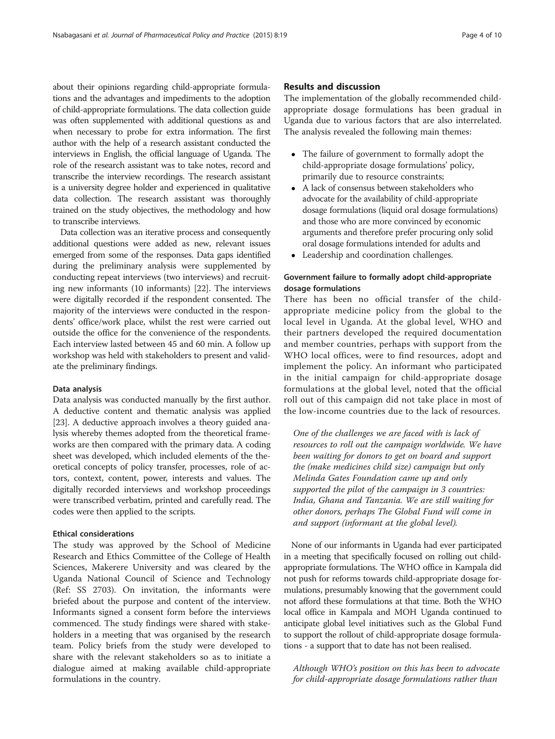about their opinions regarding child-appropriate formulations and the advantages and impediments to the adoption of child-appropriate formulations. The data collection guide was often supplemented with additional questions as and when necessary to probe for extra information. The first author with the help of a research assistant conducted the interviews in English, the official language of Uganda. The role of the research assistant was to take notes, record and transcribe the interview recordings. The research assistant is a university degree holder and experienced in qualitative data collection. The research assistant was thoroughly trained on the study objectives, the methodology and how to transcribe interviews.

Data collection was an iterative process and consequently additional questions were added as new, relevant issues emerged from some of the responses. Data gaps identified during the preliminary analysis were supplemented by conducting repeat interviews (two interviews) and recruiting new informants (10 informants) [22]. The interviews were digitally recorded if the respondent consented. The majority of the interviews were conducted in the respondents' office/work place, whilst the rest were carried out outside the office for the convenience of the respondents. Each interview lasted between 45 and 60 min. A follow up workshop was held with stakeholders to present and validate the preliminary findings.

#### Data analysis

Data analysis was conducted manually by the first author. A deductive content and thematic analysis was applied [23]. A deductive approach involves a theory guided analysis whereby themes adopted from the theoretical frameworks are then compared with the primary data. A coding sheet was developed, which included elements of the theoretical concepts of policy transfer, processes, role of actors, context, content, power, interests and values. The digitally recorded interviews and workshop proceedings were transcribed verbatim, printed and carefully read. The codes were then applied to the scripts.

#### Ethical considerations

The study was approved by the School of Medicine Research and Ethics Committee of the College of Health Sciences, Makerere University and was cleared by the Uganda National Council of Science and Technology (Ref: SS 2703). On invitation, the informants were briefed about the purpose and content of the interview. Informants signed a consent form before the interviews commenced. The study findings were shared with stakeholders in a meeting that was organised by the research team. Policy briefs from the study were developed to share with the relevant stakeholders so as to initiate a dialogue aimed at making available child-appropriate formulations in the country.

## Results and discussion

The implementation of the globally recommended child-appropriate dosage formulations has been gradual in Uganda due to various factors that are also interrelated. The analysis revealed the following main themes:

- The failure of government to formally adopt the child-appropriate dosage formulations' policy, primarily due to resource constraints;
- A lack of consensus between stakeholders who advocate for the availability of child-appropriate dosage formulations (liquid oral dosage formulations) and those who are more convinced by economic arguments and therefore prefer procuring only solid oral dosage formulations intended for adults and
- Leadership and coordination challenges.

### Government failure to formally adopt child-appropriate dosage formulations

There has been no official transfer of the child-appropriate medicine policy from the global to the local level in Uganda. At the global level, WHO and their partners developed the required documentation and member countries, perhaps with support from the WHO local offices, were to find resources, adopt and implement the policy. An informant who participated in the initial campaign for child-appropriate dosage formulations at the global level, noted that the official roll out of this campaign did not take place in most of the low-income countries due to the lack of resources.

*One of the challenges we are faced with is lack of resources to roll out the campaign worldwide. We have been waiting for donors to get on board and support the (make medicines child size) campaign but only Melinda Gates Foundation came up and only supported the pilot of the campaign in 3 countries: India, Ghana and Tanzania. We are still waiting for other donors, perhaps The Global Fund will come in and support (informant at the global level).*

None of our informants in Uganda had ever participated in a meeting that specifically focused on rolling out child-appropriate formulations. The WHO office in Kampala did not push for reforms towards child-appropriate dosage formulations, presumably knowing that the government could not afford these formulations at that time. Both the WHO local office in Kampala and MOH Uganda continued to anticipate global level initiatives such as the Global Fund to support the rollout of child-appropriate dosage formulations - a support that to date has not been realised.

*Although WHO's position on this has been to advocate for child-appropriate dosage formulations rather than*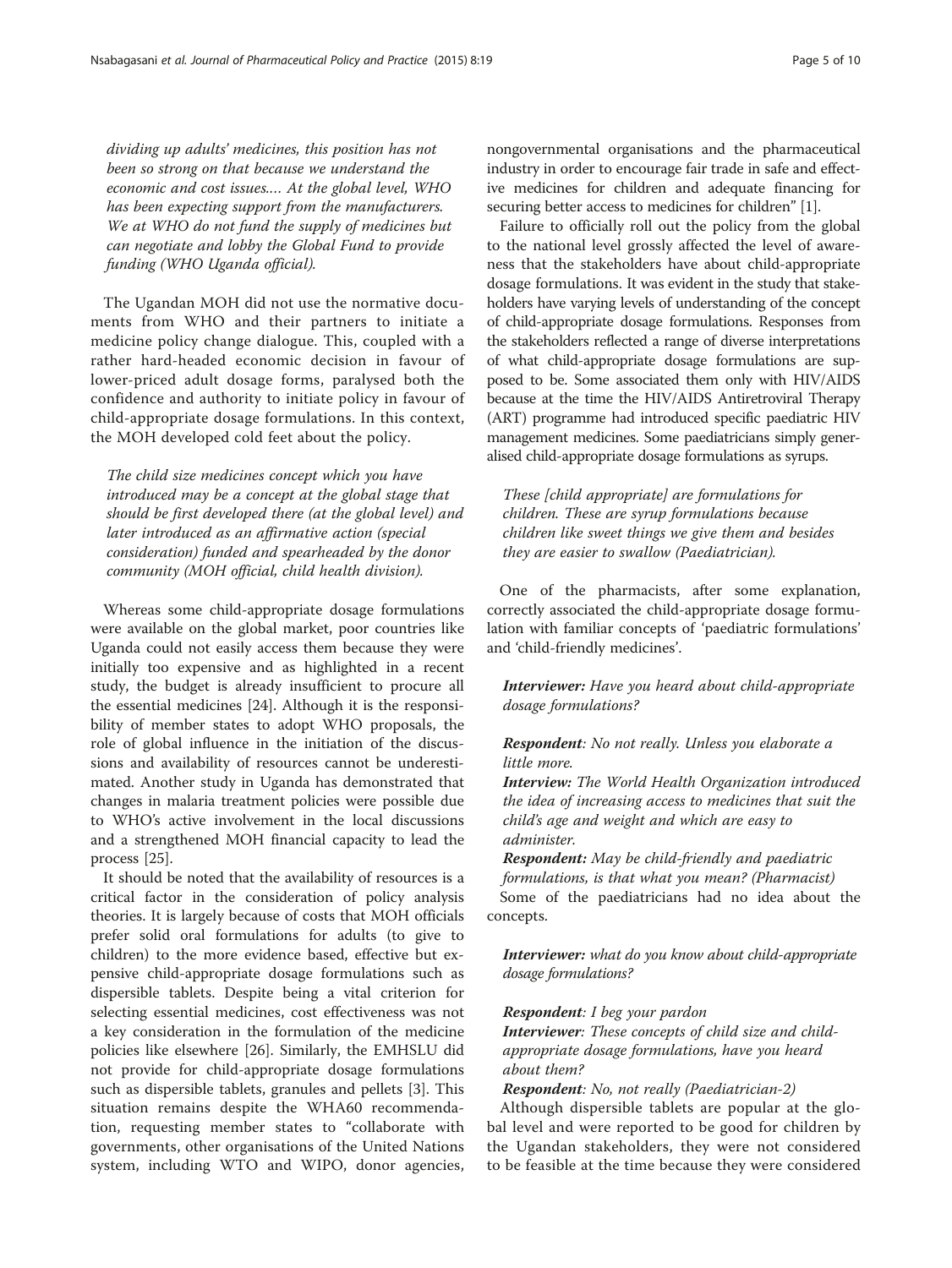*dividing up adults' medicines, this position has not been so strong on that because we understand the economic and cost issues.... At the global level, WHO has been expecting support from the manufacturers. We at WHO do not fund the supply of medicines but can negotiate and lobby the Global Fund to provide funding (WHO Uganda official).*

The Ugandan MOH did not use the normative documents from WHO and their partners to initiate a medicine policy change dialogue. This, coupled with a rather hard-headed economic decision in favour of lower-priced adult dosage forms, paralysed both the confidence and authority to initiate policy in favour of child-appropriate dosage formulations. In this context, the MOH developed cold feet about the policy.

*The child size medicines concept which you have introduced may be a concept at the global stage that should be first developed there (at the global level) and later introduced as an affirmative action (special consideration) funded and spearheaded by the donor community (MOH official, child health division).*

Whereas some child-appropriate dosage formulations were available on the global market, poor countries like Uganda could not easily access them because they were initially too expensive and as highlighted in a recent study, the budget is already insufficient to procure all the essential medicines [24]. Although it is the responsibility of member states to adopt WHO proposals, the role of global influence in the initiation of the discussions and availability of resources cannot be underestimated. Another study in Uganda has demonstrated that changes in malaria treatment policies were possible due to WHO's active involvement in the local discussions and a strengthened MOH financial capacity to lead the process [25].

It should be noted that the availability of resources is a critical factor in the consideration of policy analysis theories. It is largely because of costs that MOH officials prefer solid oral formulations for adults (to give to children) to the more evidence based, effective but expensive child-appropriate dosage formulations such as dispersible tablets. Despite being a vital criterion for selecting essential medicines, cost effectiveness was not a key consideration in the formulation of the medicine policies like elsewhere [26]. Similarly, the EMHSLU did not provide for child-appropriate dosage formulations such as dispersible tablets, granules and pellets [3]. This situation remains despite the WHA60 recommendation, requesting member states to "collaborate with governments, other organisations of the United Nations system, including WTO and WIPO, donor agencies, nongovernmental organisations and the pharmaceutical industry in order to encourage fair trade in safe and effective medicines for children and adequate financing for securing better access to medicines for children" [1].

Failure to officially roll out the policy from the global to the national level grossly affected the level of awareness that the stakeholders have about child-appropriate dosage formulations. It was evident in the study that stakeholders have varying levels of understanding of the concept of child-appropriate dosage formulations. Responses from the stakeholders reflected a range of diverse interpretations of what child-appropriate dosage formulations are supposed to be. Some associated them only with HIV/AIDS because at the time the HIV/AIDS Antiretroviral Therapy (ART) programme had introduced specific paediatric HIV management medicines. Some paediatricians simply generalised child-appropriate dosage formulations as syrups.

*These [child appropriate] are formulations for children. These are syrup formulations because children like sweet things we give them and besides they are easier to swallow (Paediatrician).*

One of the pharmacists, after some explanation, correctly associated the child-appropriate dosage formulation with familiar concepts of 'paediatric formulations' and 'child-friendly medicines'.

***Interviewer:*** *Have you heard about child-appropriate dosage formulations?*

***Respondent****: No not really. Unless you elaborate a little more.*

***Interview:*** *The World Health Organization introduced the idea of increasing access to medicines that suit the child's age and weight and which are easy to administer.*

***Respondent:*** *May be child-friendly and paediatric formulations, is that what you mean? (Pharmacist)*

Some of the paediatricians had no idea about the concepts.

***Interviewer:*** *what do you know about child-appropriate dosage formulations?*

***Respondent****: I beg your pardon*

***Interviewer****: These concepts of child size and child-appropriate dosage formulations, have you heard about them?*

***Respondent****: No, not really (Paediatrician-2)*

Although dispersible tablets are popular at the global level and were reported to be good for children by the Ugandan stakeholders, they were not considered to be feasible at the time because they were considered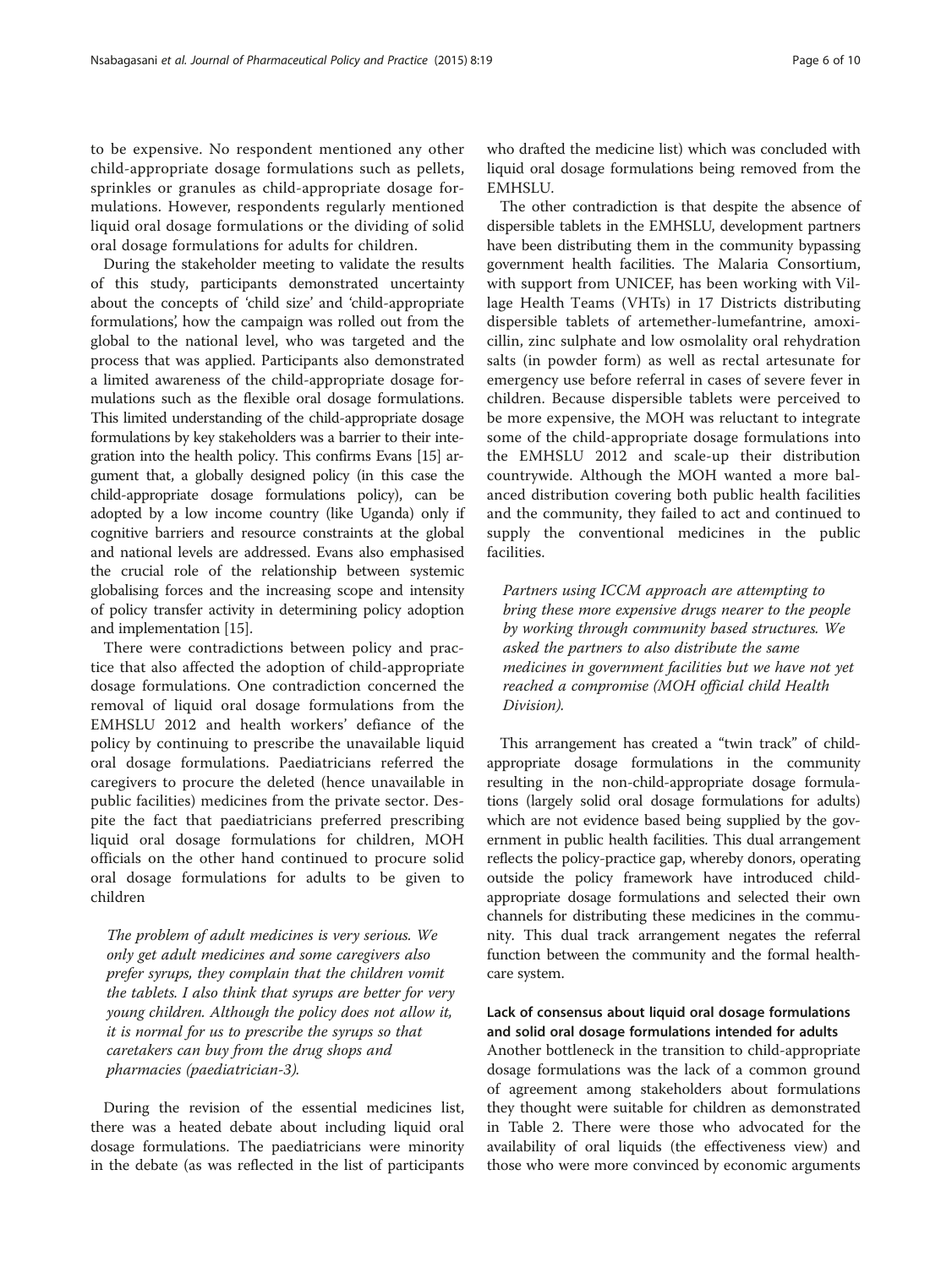to be expensive. No respondent mentioned any other child-appropriate dosage formulations such as pellets, sprinkles or granules as child-appropriate dosage formulations. However, respondents regularly mentioned liquid oral dosage formulations or the dividing of solid oral dosage formulations for adults for children.

During the stakeholder meeting to validate the results of this study, participants demonstrated uncertainty about the concepts of 'child size' and 'child-appropriate formulations', how the campaign was rolled out from the global to the national level, who was targeted and the process that was applied. Participants also demonstrated a limited awareness of the child-appropriate dosage formulations such as the flexible oral dosage formulations. This limited understanding of the child-appropriate dosage formulations by key stakeholders was a barrier to their integration into the health policy. This confirms Evans [15] argument that, a globally designed policy (in this case the child-appropriate dosage formulations policy), can be adopted by a low income country (like Uganda) only if cognitive barriers and resource constraints at the global and national levels are addressed. Evans also emphasised the crucial role of the relationship between systemic globalising forces and the increasing scope and intensity of policy transfer activity in determining policy adoption and implementation [15].

There were contradictions between policy and practice that also affected the adoption of child-appropriate dosage formulations. One contradiction concerned the removal of liquid oral dosage formulations from the EMHSLU 2012 and health workers' defiance of the policy by continuing to prescribe the unavailable liquid oral dosage formulations. Paediatricians referred the caregivers to procure the deleted (hence unavailable in public facilities) medicines from the private sector. Despite the fact that paediatricians preferred prescribing liquid oral dosage formulations for children, MOH officials on the other hand continued to procure solid oral dosage formulations for adults to be given to children

> *The problem of adult medicines is very serious. We only get adult medicines and some caregivers also prefer syrups, they complain that the children vomit the tablets. I also think that syrups are better for very young children. Although the policy does not allow it, it is normal for us to prescribe the syrups so that caretakers can buy from the drug shops and pharmacies (paediatrician-3).*

During the revision of the essential medicines list, there was a heated debate about including liquid oral dosage formulations. The paediatricians were minority in the debate (as was reflected in the list of participants who drafted the medicine list) which was concluded with liquid oral dosage formulations being removed from the EMHSLU.

The other contradiction is that despite the absence of dispersible tablets in the EMHSLU, development partners have been distributing them in the community bypassing government health facilities. The Malaria Consortium, with support from UNICEF, has been working with Village Health Teams (VHTs) in 17 Districts distributing dispersible tablets of artemether-lumefantrine, amoxicillin, zinc sulphate and low osmolality oral rehydration salts (in powder form) as well as rectal artesunate for emergency use before referral in cases of severe fever in children. Because dispersible tablets were perceived to be more expensive, the MOH was reluctant to integrate some of the child-appropriate dosage formulations into the EMHSLU 2012 and scale-up their distribution countrywide. Although the MOH wanted a more balanced distribution covering both public health facilities and the community, they failed to act and continued to supply the conventional medicines in the public facilities.

> *Partners using ICCM approach are attempting to bring these more expensive drugs nearer to the people by working through community based structures. We asked the partners to also distribute the same medicines in government facilities but we have not yet reached a compromise (MOH official child Health Division).*

This arrangement has created a "twin track" of child-appropriate dosage formulations in the community resulting in the non-child-appropriate dosage formulations (largely solid oral dosage formulations for adults) which are not evidence based being supplied by the government in public health facilities. This dual arrangement reflects the policy-practice gap, whereby donors, operating outside the policy framework have introduced child-appropriate dosage formulations and selected their own channels for distributing these medicines in the community. This dual track arrangement negates the referral function between the community and the formal healthcare system.

### Lack of consensus about liquid oral dosage formulations and solid oral dosage formulations intended for adults

Another bottleneck in the transition to child-appropriate dosage formulations was the lack of a common ground of agreement among stakeholders about formulations they thought were suitable for children as demonstrated in Table 2. There were those who advocated for the availability of oral liquids (the effectiveness view) and those who were more convinced by economic arguments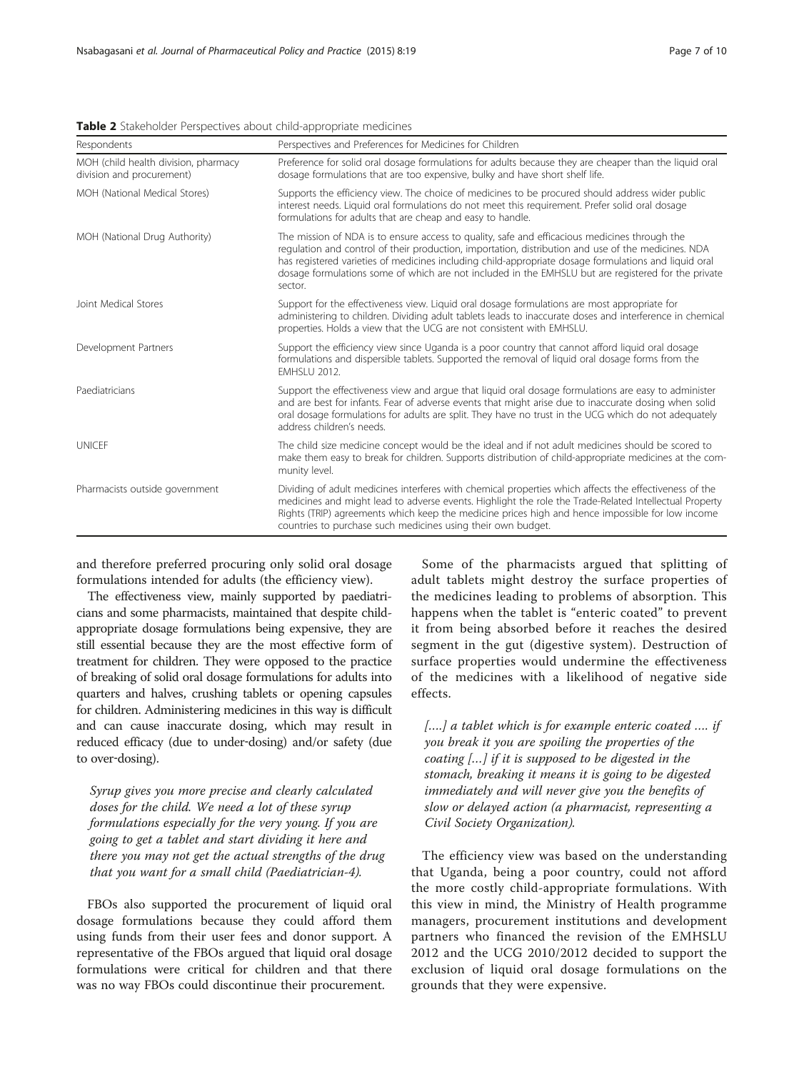**Table 2** Stakeholder Perspectives about child-appropriate medicines

| Respondents | Perspectives and Preferences for Medicines for Children |
| --- | --- |
| MOH (child health division, pharmacy division and procurement) | Preference for solid oral dosage formulations for adults because they are cheaper than the liquid oral dosage formulations that are too expensive, bulky and have short shelf life. |
| MOH (National Medical Stores) | Supports the efficiency view. The choice of medicines to be procured should address wider public interest needs. Liquid oral formulations do not meet this requirement. Prefer solid oral dosage formulations for adults that are cheap and easy to handle. |
| MOH (National Drug Authority) | The mission of NDA is to ensure access to quality, safe and efficacious medicines through the regulation and control of their production, importation, distribution and use of the medicines. NDA has registered varieties of medicines including child-appropriate dosage formulations and liquid oral dosage formulations some of which are not included in the EMHSLU but are registered for the private sector. |
| Joint Medical Stores | Support for the effectiveness view. Liquid oral dosage formulations are most appropriate for administering to children. Dividing adult tablets leads to inaccurate doses and interference in chemical properties. Holds a view that the UCG are not consistent with EMHSLU. |
| Development Partners | Support the efficiency view since Uganda is a poor country that cannot afford liquid oral dosage formulations and dispersible tablets. Supported the removal of liquid oral dosage forms from the EMHSLU 2012. |
| Paediatricians | Support the effectiveness view and argue that liquid oral dosage formulations are easy to administer and are best for infants. Fear of adverse events that might arise due to inaccurate dosing when solid oral dosage formulations for adults are split. They have no trust in the UCG which do not adequately address children's needs. |
| UNICEF | The child size medicine concept would be the ideal and if not adult medicines should be scored to make them easy to break for children. Supports distribution of child-appropriate medicines at the community level. |
| Pharmacists outside government | Dividing of adult medicines interferes with chemical properties which affects the effectiveness of the medicines and might lead to adverse events. Highlight the role the Trade-Related Intellectual Property Rights (TRIP) agreements which keep the medicine prices high and hence impossible for low income countries to purchase such medicines using their own budget. |

and therefore preferred procuring only solid oral dosage formulations intended for adults (the efficiency view).

The effectiveness view, mainly supported by paediatricians and some pharmacists, maintained that despite child-appropriate dosage formulations being expensive, they are still essential because they are the most effective form of treatment for children. They were opposed to the practice of breaking of solid oral dosage formulations for adults into quarters and halves, crushing tablets or opening capsules for children. Administering medicines in this way is difficult and can cause inaccurate dosing, which may result in reduced efficacy (due to under-dosing) and/or safety (due to over-dosing).

> *Syrup gives you more precise and clearly calculated doses for the child. We need a lot of these syrup formulations especially for the very young. If you are going to get a tablet and start dividing it here and there you may not get the actual strengths of the drug that you want for a small child (Paediatrician-4).*

FBOs also supported the procurement of liquid oral dosage formulations because they could afford them using funds from their user fees and donor support. A representative of the FBOs argued that liquid oral dosage formulations were critical for children and that there was no way FBOs could discontinue their procurement.

Some of the pharmacists argued that splitting of adult tablets might destroy the surface properties of the medicines leading to problems of absorption. This happens when the tablet is "enteric coated" to prevent it from being absorbed before it reaches the desired segment in the gut (digestive system). Destruction of surface properties would undermine the effectiveness of the medicines with a likelihood of negative side effects.

> *[....] a tablet which is for example enteric coated .... if you break it you are spoiling the properties of the coating [...] if it is supposed to be digested in the stomach, breaking it means it is going to be digested immediately and will never give you the benefits of slow or delayed action (a pharmacist, representing a Civil Society Organization).*

The efficiency view was based on the understanding that Uganda, being a poor country, could not afford the more costly child-appropriate formulations. With this view in mind, the Ministry of Health programme managers, procurement institutions and development partners who financed the revision of the EMHSLU 2012 and the UCG 2010/2012 decided to support the exclusion of liquid oral dosage formulations on the grounds that they were expensive.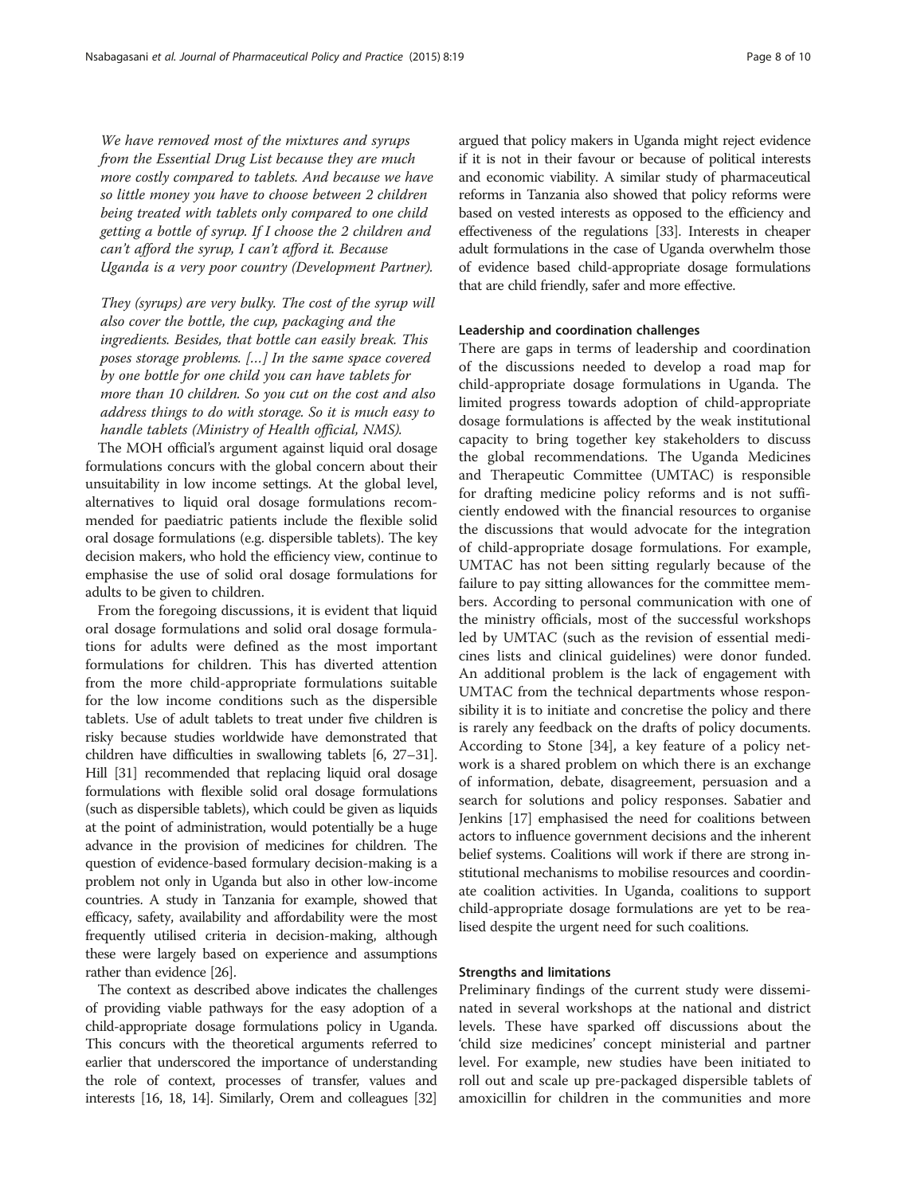*We have removed most of the mixtures and syrups from the Essential Drug List because they are much more costly compared to tablets. And because we have so little money you have to choose between 2 children being treated with tablets only compared to one child getting a bottle of syrup. If I choose the 2 children and can't afford the syrup, I can't afford it. Because Uganda is a very poor country (Development Partner).*

*They (syrups) are very bulky. The cost of the syrup will also cover the bottle, the cup, packaging and the ingredients. Besides, that bottle can easily break. This poses storage problems. […] In the same space covered by one bottle for one child you can have tablets for more than 10 children. So you cut on the cost and also address things to do with storage. So it is much easy to handle tablets (Ministry of Health official, NMS).*

The MOH official's argument against liquid oral dosage formulations concurs with the global concern about their unsuitability in low income settings. At the global level, alternatives to liquid oral dosage formulations recommended for paediatric patients include the flexible solid oral dosage formulations (e.g. dispersible tablets). The key decision makers, who hold the efficiency view, continue to emphasise the use of solid oral dosage formulations for adults to be given to children.

From the foregoing discussions, it is evident that liquid oral dosage formulations and solid oral dosage formulations for adults were defined as the most important formulations for children. This has diverted attention from the more child-appropriate formulations suitable for the low income conditions such as the dispersible tablets. Use of adult tablets to treat under five children is risky because studies worldwide have demonstrated that children have difficulties in swallowing tablets [6, 27–31]. Hill [31] recommended that replacing liquid oral dosage formulations with flexible solid oral dosage formulations (such as dispersible tablets), which could be given as liquids at the point of administration, would potentially be a huge advance in the provision of medicines for children. The question of evidence-based formulary decision-making is a problem not only in Uganda but also in other low-income countries. A study in Tanzania for example, showed that efficacy, safety, availability and affordability were the most frequently utilised criteria in decision-making, although these were largely based on experience and assumptions rather than evidence [26].

The context as described above indicates the challenges of providing viable pathways for the easy adoption of a child-appropriate dosage formulations policy in Uganda. This concurs with the theoretical arguments referred to earlier that underscored the importance of understanding the role of context, processes of transfer, values and interests [16, 18, 14]. Similarly, Orem and colleagues [32] argued that policy makers in Uganda might reject evidence if it is not in their favour or because of political interests and economic viability. A similar study of pharmaceutical reforms in Tanzania also showed that policy reforms were based on vested interests as opposed to the efficiency and effectiveness of the regulations [33]. Interests in cheaper adult formulations in the case of Uganda overwhelm those of evidence based child-appropriate dosage formulations that are child friendly, safer and more effective.

### Leadership and coordination challenges

There are gaps in terms of leadership and coordination of the discussions needed to develop a road map for child-appropriate dosage formulations in Uganda. The limited progress towards adoption of child-appropriate dosage formulations is affected by the weak institutional capacity to bring together key stakeholders to discuss the global recommendations. The Uganda Medicines and Therapeutic Committee (UMTAC) is responsible for drafting medicine policy reforms and is not sufficiently endowed with the financial resources to organise the discussions that would advocate for the integration of child-appropriate dosage formulations. For example, UMTAC has not been sitting regularly because of the failure to pay sitting allowances for the committee members. According to personal communication with one of the ministry officials, most of the successful workshops led by UMTAC (such as the revision of essential medicines lists and clinical guidelines) were donor funded. An additional problem is the lack of engagement with UMTAC from the technical departments whose responsibility it is to initiate and concretise the policy and there is rarely any feedback on the drafts of policy documents. According to Stone [34], a key feature of a policy network is a shared problem on which there is an exchange of information, debate, disagreement, persuasion and a search for solutions and policy responses. Sabatier and Jenkins [17] emphasised the need for coalitions between actors to influence government decisions and the inherent belief systems. Coalitions will work if there are strong institutional mechanisms to mobilise resources and coordinate coalition activities. In Uganda, coalitions to support child-appropriate dosage formulations are yet to be realised despite the urgent need for such coalitions.

### Strengths and limitations

Preliminary findings of the current study were disseminated in several workshops at the national and district levels. These have sparked off discussions about the 'child size medicines' concept ministerial and partner level. For example, new studies have been initiated to roll out and scale up pre-packaged dispersible tablets of amoxicillin for children in the communities and more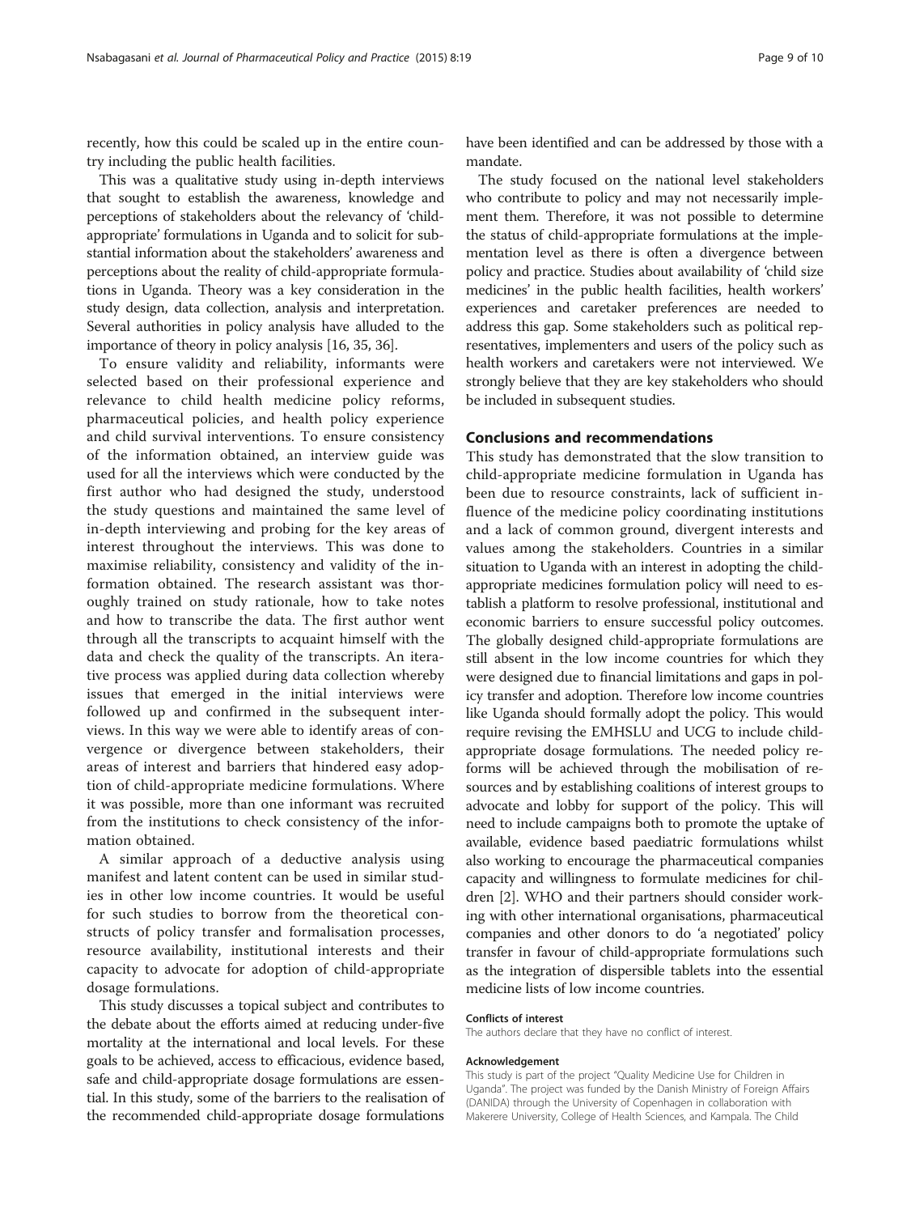recently, how this could be scaled up in the entire country including the public health facilities.

This was a qualitative study using in-depth interviews that sought to establish the awareness, knowledge and perceptions of stakeholders about the relevancy of 'child-appropriate' formulations in Uganda and to solicit for substantial information about the stakeholders' awareness and perceptions about the reality of child-appropriate formulations in Uganda. Theory was a key consideration in the study design, data collection, analysis and interpretation. Several authorities in policy analysis have alluded to the importance of theory in policy analysis [16, 35, 36].

To ensure validity and reliability, informants were selected based on their professional experience and relevance to child health medicine policy reforms, pharmaceutical policies, and health policy experience and child survival interventions. To ensure consistency of the information obtained, an interview guide was used for all the interviews which were conducted by the first author who had designed the study, understood the study questions and maintained the same level of in-depth interviewing and probing for the key areas of interest throughout the interviews. This was done to maximise reliability, consistency and validity of the information obtained. The research assistant was thoroughly trained on study rationale, how to take notes and how to transcribe the data. The first author went through all the transcripts to acquaint himself with the data and check the quality of the transcripts. An iterative process was applied during data collection whereby issues that emerged in the initial interviews were followed up and confirmed in the subsequent interviews. In this way we were able to identify areas of convergence or divergence between stakeholders, their areas of interest and barriers that hindered easy adoption of child-appropriate medicine formulations. Where it was possible, more than one informant was recruited from the institutions to check consistency of the information obtained.

A similar approach of a deductive analysis using manifest and latent content can be used in similar studies in other low income countries. It would be useful for such studies to borrow from the theoretical constructs of policy transfer and formalisation processes, resource availability, institutional interests and their capacity to advocate for adoption of child-appropriate dosage formulations.

This study discusses a topical subject and contributes to the debate about the efforts aimed at reducing under-five mortality at the international and local levels. For these goals to be achieved, access to efficacious, evidence based, safe and child-appropriate dosage formulations are essential. In this study, some of the barriers to the realisation of the recommended child-appropriate dosage formulations have been identified and can be addressed by those with a mandate.

The study focused on the national level stakeholders who contribute to policy and may not necessarily implement them. Therefore, it was not possible to determine the status of child-appropriate formulations at the implementation level as there is often a divergence between policy and practice. Studies about availability of 'child size medicines' in the public health facilities, health workers' experiences and caretaker preferences are needed to address this gap. Some stakeholders such as political representatives, implementers and users of the policy such as health workers and caretakers were not interviewed. We strongly believe that they are key stakeholders who should be included in subsequent studies.

## Conclusions and recommendations

This study has demonstrated that the slow transition to child-appropriate medicine formulation in Uganda has been due to resource constraints, lack of sufficient influence of the medicine policy coordinating institutions and a lack of common ground, divergent interests and values among the stakeholders. Countries in a similar situation to Uganda with an interest in adopting the child-appropriate medicines formulation policy will need to establish a platform to resolve professional, institutional and economic barriers to ensure successful policy outcomes. The globally designed child-appropriate formulations are still absent in the low income countries for which they were designed due to financial limitations and gaps in policy transfer and adoption. Therefore low income countries like Uganda should formally adopt the policy. This would require revising the EMHSLU and UCG to include child-appropriate dosage formulations. The needed policy reforms will be achieved through the mobilisation of resources and by establishing coalitions of interest groups to advocate and lobby for support of the policy. This will need to include campaigns both to promote the uptake of available, evidence based paediatric formulations whilst also working to encourage the pharmaceutical companies capacity and willingness to formulate medicines for children [2]. WHO and their partners should consider working with other international organisations, pharmaceutical companies and other donors to do 'a negotiated' policy transfer in favour of child-appropriate formulations such as the integration of dispersible tablets into the essential medicine lists of low income countries.

#### Conflicts of interest

The authors declare that they have no conflict of interest.

#### Acknowledgement

This study is part of the project "Quality Medicine Use for Children in Uganda". The project was funded by the Danish Ministry of Foreign Affairs (DANIDA) through the University of Copenhagen in collaboration with Makerere University, College of Health Sciences, and Kampala. The Child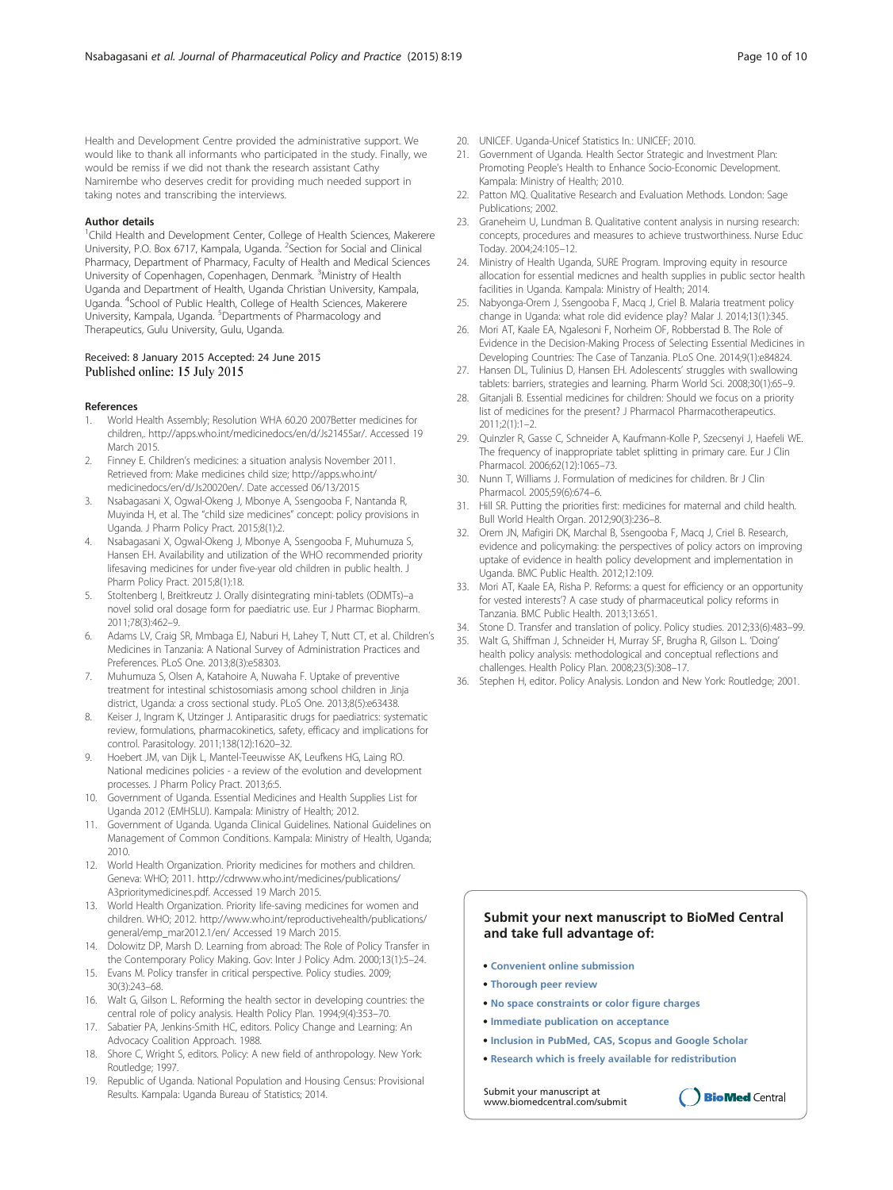Health and Development Centre provided the administrative support. We would like to thank all informants who participated in the study. Finally, we would be remiss if we did not thank the research assistant Cathy Namirembe who deserves credit for providing much needed support in taking notes and transcribing the interviews.

#### Author details

[1]Child Health and Development Center, College of Health Sciences, Makerere University, P.O. Box 6717, Kampala, Uganda. [2]Section for Social and Clinical Pharmacy, Department of Pharmacy, Faculty of Health and Medical Sciences University of Copenhagen, Copenhagen, Denmark. [3]Ministry of Health Uganda and Department of Health, Uganda Christian University, Kampala, Uganda. [4]School of Public Health, College of Health Sciences, Makerere University, Kampala, Uganda. [5]Departments of Pharmacology and Therapeutics, Gulu University, Gulu, Uganda.

Received: 8 January 2015 Accepted: 24 June 2015
Published online: 15 July 2015

#### References

1. World Health Assembly; Resolution WHA 60.20 2007Better medicines for children,. http://apps.who.int/medicinedocs/en/d/Js21455ar/. Accessed 19 March 2015.
2. Finney E. Children's medicines: a situation analysis November 2011. Retrieved from: Make medicines child size; http://apps.who.int/medicinedocs/en/d/Js20020en/. Date accessed 06/13/2015
3. Nsabagasani X, Ogwal-Okeng J, Mbonye A, Ssengooba F, Nantanda R, Muyinda H, et al. The "child size medicines" concept: policy provisions in Uganda. J Pharm Policy Pract. 2015;8(1):2.
4. Nsabagasani X, Ogwal-Okeng J, Mbonye A, Ssengooba F, Muhumuza S, Hansen EH. Availability and utilization of the WHO recommended priority lifesaving medicines for under five-year old children in public health. J Pharm Policy Pract. 2015;8(1):18.
5. Stoltenberg I, Breitkreutz J. Orally disintegrating mini-tablets (ODMTs)–a novel solid oral dosage form for paediatric use. Eur J Pharmac Biopharm. 2011;78(3):462–9.
6. Adams LV, Craig SR, Mmbaga EJ, Naburi H, Lahey T, Nutt CT, et al. Children's Medicines in Tanzania: A National Survey of Administration Practices and Preferences. PLoS One. 2013;8(3):e58303.
7. Muhumuza S, Olsen A, Katahoire A, Nuwaha F. Uptake of preventive treatment for intestinal schistosomiasis among school children in Jinja district, Uganda: a cross sectional study. PLoS One. 2013;8(5):e63438.
8. Keiser J, Ingram K, Utzinger J. Antiparasitic drugs for paediatrics: systematic review, formulations, pharmacokinetics, safety, efficacy and implications for control. Parasitology. 2011;138(12):1620–32.
9. Hoebert JM, van Dijk L, Mantel-Teeuwisse AK, Leufkens HG, Laing RO. National medicines policies - a review of the evolution and development processes. J Pharm Policy Pract. 2013;6:5.
10. Government of Uganda. Essential Medicines and Health Supplies List for Uganda 2012 (EMHSLU). Kampala: Ministry of Health; 2012.
11. Government of Uganda. Uganda Clinical Guidelines. National Guidelines on Management of Common Conditions. Kampala: Ministry of Health, Uganda; 2010.
12. World Health Organization. Priority medicines for mothers and children. Geneva: WHO; 2011. http://cdrwww.who.int/medicines/publications/A3prioritymedicines.pdf. Accessed 19 March 2015.
13. World Health Organization. Priority life-saving medicines for women and children. WHO; 2012. http://www.who.int/reproductivehealth/publications/general/emp_mar2012.1/en/ Accessed 19 March 2015.
14. Dolowitz DP, Marsh D. Learning from abroad: The Role of Policy Transfer in the Contemporary Policy Making. Gov: Inter J Policy Adm. 2000;13(1):5–24.
15. Evans M. Policy transfer in critical perspective. Policy studies. 2009; 30(3):243–68.
16. Walt G, Gilson L. Reforming the health sector in developing countries: the central role of policy analysis. Health Policy Plan. 1994;9(4):353–70.
17. Sabatier PA, Jenkins-Smith HC, editors. Policy Change and Learning: An Advocacy Coalition Approach. 1988.
18. Shore C, Wright S, editors. Policy: A new field of anthropology. New York: Routledge; 1997.
19. Republic of Uganda. National Population and Housing Census: Provisional Results. Kampala: Uganda Bureau of Statistics; 2014.
20. UNICEF. Uganda-Unicef Statistics In.: UNICEF; 2010.
21. Government of Uganda. Health Sector Strategic and Investment Plan: Promoting People's Health to Enhance Socio-Economic Development. Kampala: Ministry of Health; 2010.
22. Patton MQ. Qualitative Research and Evaluation Methods. London: Sage Publications; 2002.
23. Graneheim U, Lundman B. Qualitative content analysis in nursing research: concepts, procedures and measures to achieve trustworthiness. Nurse Educ Today. 2004;24:105–12.
24. Ministry of Health Uganda, SURE Program. Improving equity in resource allocation for essential medicnes and health supplies in public sector health facilities in Uganda. Kampala: Ministry of Health; 2014.
25. Nabyonga-Orem J, Ssengooba F, Macq J, Criel B. Malaria treatment policy change in Uganda: what role did evidence play? Malar J. 2014;13(1):345.
26. Mori AT, Kaale EA, Ngalesoni F, Norheim OF, Robberstad B. The Role of Evidence in the Decision-Making Process of Selecting Essential Medicines in Developing Countries: The Case of Tanzania. PLoS One. 2014;9(1):e84824.
27. Hansen DL, Tulinius D, Hansen EH. Adolescents' struggles with swallowing tablets: barriers, strategies and learning. Pharm World Sci. 2008;30(1):65–9.
28. Gitanjali B. Essential medicines for children: Should we focus on a priority list of medicines for the present? J Pharmacol Pharmacotherapeutics. 2011;2(1):1–2.
29. Quinzler R, Gasse C, Schneider A, Kaufmann-Kolle P, Szecsenyi J, Haefeli WE. The frequency of inappropriate tablet splitting in primary care. Eur J Clin Pharmacol. 2006;62(12):1065–73.
30. Nunn T, Williams J. Formulation of medicines for children. Br J Clin Pharmacol. 2005;59(6):674–6.
31. Hill SR. Putting the priorities first: medicines for maternal and child health. Bull World Health Organ. 2012;90(3):236–8.
32. Orem JN, Mafigiri DK, Marchal B, Ssengooba F, Macq J, Criel B. Research, evidence and policymaking: the perspectives of policy actors on improving uptake of evidence in health policy development and implementation in Uganda. BMC Public Health. 2012;12:109.
33. Mori AT, Kaale EA, Risha P. Reforms: a quest for efficiency or an opportunity for vested interests'? A case study of pharmaceutical policy reforms in Tanzania. BMC Public Health. 2013;13:651.
34. Stone D. Transfer and translation of policy. Policy studies. 2012;33(6):483–99.
35. Walt G, Shiffman J, Schneider H, Murray SF, Brugha R, Gilson L. 'Doing' health policy analysis: methodological and conceptual reflections and challenges. Health Policy Plan. 2008;23(5):308–17.
36. Stephen H, editor. Policy Analysis. London and New York: Routledge; 2001.

**Submit your next manuscript to BioMed Central and take full advantage of:**

- Convenient online submission
- Thorough peer review
- No space constraints or color figure charges
- Immediate publication on acceptance
- Inclusion in PubMed, CAS, Scopus and Google Scholar
- Research which is freely available for redistribution

Submit your manuscript at www.biomedcentral.com/submit

BioMed Central